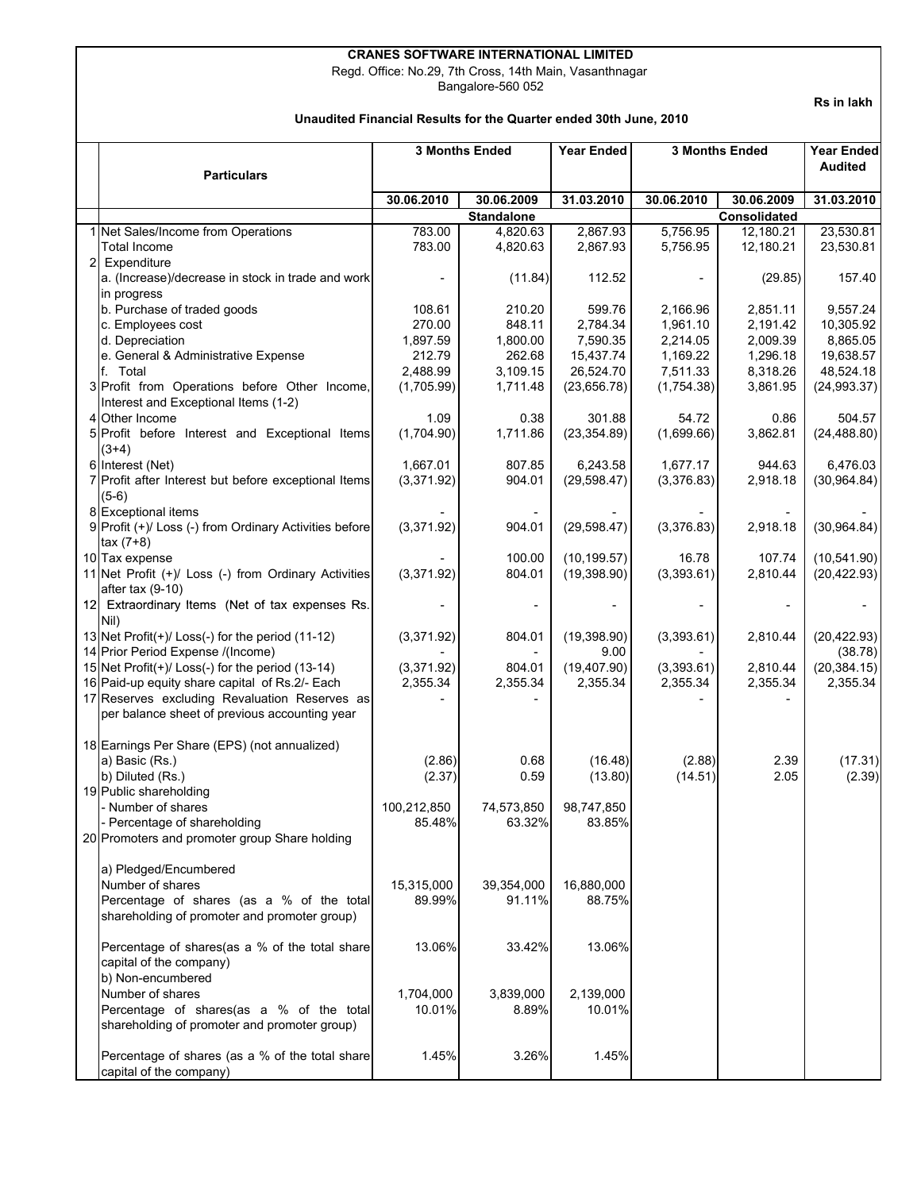# CRANES SOFTWARE INTERNATIONAL LIMITED

Regd. Office: No.29, 7th Cross, 14th Main, Vasanthnagar
Bangalore-560 052

Rs in lakh

## Unaudited Financial Results for the Quarter ended 30th June, 2010

| | Particulars | 3 Months Ended | | Year Ended | 3 Months Ended | | Year Ended Audited |
|---|---|---|---|---|---|---|---|
| | | 30.06.2010 | 30.06.2009 | 31.03.2010 | 30.06.2010 | 30.06.2009 | 31.03.2010 |
| | | Standalone | | | Consolidated | | |
| 1 | Net Sales/Income from Operations | 783.00 | 4,820.63 | 2,867.93 | 5,756.95 | 12,180.21 | 23,530.81 |
| | Total Income | 783.00 | 4,820.63 | 2,867.93 | 5,756.95 | 12,180.21 | 23,530.81 |
| 2 | Expenditure | | | | | | |
| | a. (Increase)/decrease in stock in trade and work in progress | - | (11.84) | 112.52 | - | (29.85) | 157.40 |
| | b. Purchase of traded goods | 108.61 | 210.20 | 599.76 | 2,166.96 | 2,851.11 | 9,557.24 |
| | c. Employees cost | 270.00 | 848.11 | 2,784.34 | 1,961.10 | 2,191.42 | 10,305.92 |
| | d. Depreciation | 1,897.59 | 1,800.00 | 7,590.35 | 2,214.05 | 2,009.39 | 8,865.05 |
| | e. General & Administrative Expense | 212.79 | 262.68 | 15,437.74 | 1,169.22 | 1,296.18 | 19,638.57 |
| | f. Total | 2,488.99 | 3,109.15 | 26,524.70 | 7,511.33 | 8,318.26 | 48,524.18 |
| 3 | Profit from Operations before Other Income, Interest and Exceptional Items (1-2) | (1,705.99) | 1,711.48 | (23,656.78) | (1,754.38) | 3,861.95 | (24,993.37) |
| 4 | Other Income | 1.09 | 0.38 | 301.88 | 54.72 | 0.86 | 504.57 |
| 5 | Profit before Interest and Exceptional Items (3+4) | (1,704.90) | 1,711.86 | (23,354.89) | (1,699.66) | 3,862.81 | (24,488.80) |
| 6 | Interest (Net) | 1,667.01 | 807.85 | 6,243.58 | 1,677.17 | 944.63 | 6,476.03 |
| 7 | Profit after Interest but before exceptional Items (5-6) | (3,371.92) | 904.01 | (29,598.47) | (3,376.83) | 2,918.18 | (30,964.84) |
| 8 | Exceptional items | - | - | - | - | - | - |
| 9 | Profit (+)/ Loss (-) from Ordinary Activities before tax (7+8) | (3,371.92) | 904.01 | (29,598.47) | (3,376.83) | 2,918.18 | (30,964.84) |
| 10 | Tax expense | - | 100.00 | (10,199.57) | 16.78 | 107.74 | (10,541.90) |
| 11 | Net Profit (+)/ Loss (-) from Ordinary Activities after tax (9-10) | (3,371.92) | 804.01 | (19,398.90) | (3,393.61) | 2,810.44 | (20,422.93) |
| 12 | Extraordinary Items (Net of tax expenses Rs. Nil) | - | - | - | - | - | - |
| 13 | Net Profit(+)/ Loss(-) for the period (11-12) | (3,371.92) | 804.01 | (19,398.90) | (3,393.61) | 2,810.44 | (20,422.93) |
| 14 | Prior Period Expense /(Income) | - | - | 9.00 | - | | (38.78) |
| 15 | Net Profit(+)/ Loss(-) for the period (13-14) | (3,371.92) | 804.01 | (19,407.90) | (3,393.61) | 2,810.44 | (20,384.15) |
| 16 | Paid-up equity share capital of Rs.2/- Each | 2,355.34 | 2,355.34 | 2,355.34 | 2,355.34 | 2,355.34 | 2,355.34 |
| 17 | Reserves excluding Revaluation Reserves as per balance sheet of previous accounting year | - | - | | - | - | |
| 18 | Earnings Per Share (EPS) (not annualized) | | | | | | |
| | a) Basic (Rs.) | (2.86) | 0.68 | (16.48) | (2.88) | 2.39 | (17.31) |
| | b) Diluted (Rs.) | (2.37) | 0.59 | (13.80) | (14.51) | 2.05 | (2.39) |
| 19 | Public shareholding | | | | | | |
| | - Number of shares | 100,212,850 | 74,573,850 | 98,747,850 | | | |
| | - Percentage of shareholding | 85.48% | 63.32% | 83.85% | | | |
| 20 | Promoters and promoter group Share holding | | | | | | |
| | a) Pledged/Encumbered | | | | | | |
| | Number of shares | 15,315,000 | 39,354,000 | 16,880,000 | | | |
| | Percentage of shares (as a % of the total shareholding of promoter and promoter group) | 89.99% | 91.11% | 88.75% | | | |
| | Percentage of shares(as a % of the total share capital of the company) | 13.06% | 33.42% | 13.06% | | | |
| | b) Non-encumbered | | | | | | |
| | Number of shares | 1,704,000 | 3,839,000 | 2,139,000 | | | |
| | Percentage of shares(as a % of the total shareholding of promoter and promoter group) | 10.01% | 8.89% | 10.01% | | | |
| | Percentage of shares (as a % of the total share capital of the company) | 1.45% | 3.26% | 1.45% | | | |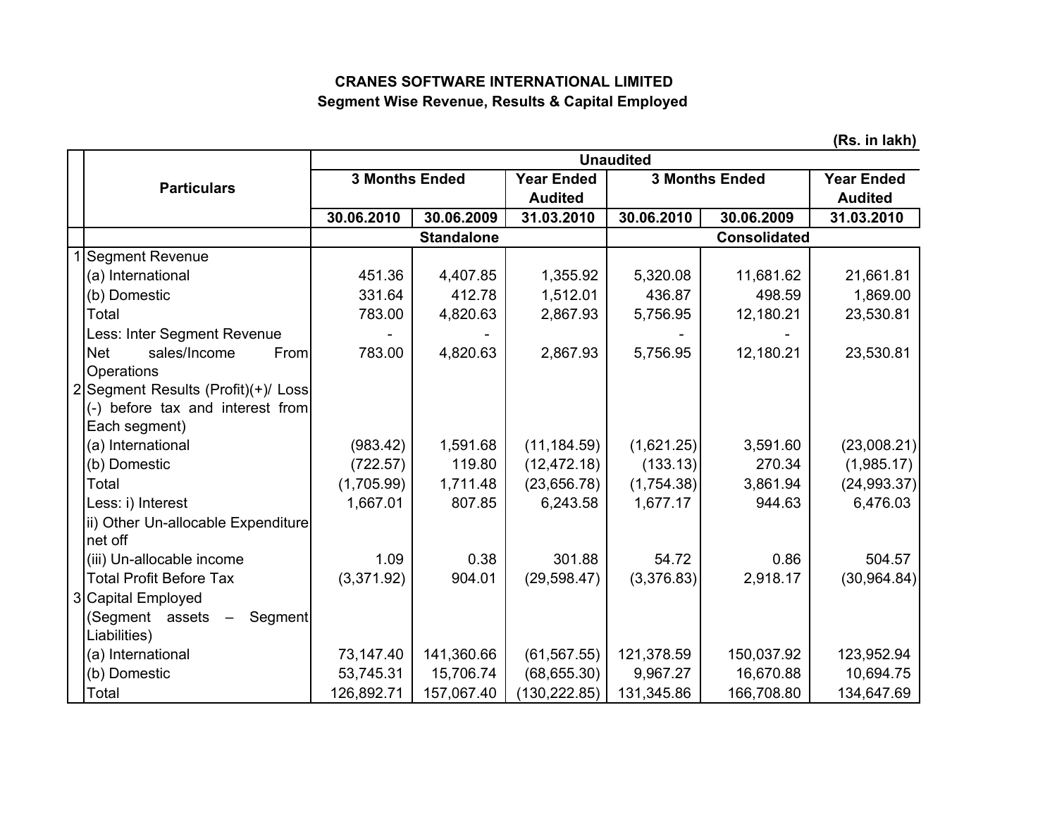**CRANES SOFTWARE INTERNATIONAL LIMITED**

**Segment Wise Revenue, Results & Capital Employed**

(Rs. in lakh)

| | Particulars | Unaudited | | | | | |
|---|---|---|---|---|---|---|---|
| | | 3 Months Ended | | Year Ended Audited | 3 Months Ended | | Year Ended Audited |
| | | 30.06.2010 | 30.06.2009 | 31.03.2010 | 30.06.2010 | 30.06.2009 | 31.03.2010 |
| | | Standalone | | | Consolidated | | |
| 1 | Segment Revenue | | | | | | |
| | (a) International | 451.36 | 4,407.85 | 1,355.92 | 5,320.08 | 11,681.62 | 21,661.81 |
| | (b) Domestic | 331.64 | 412.78 | 1,512.01 | 436.87 | 498.59 | 1,869.00 |
| | Total | 783.00 | 4,820.63 | 2,867.93 | 5,756.95 | 12,180.21 | 23,530.81 |
| | Less: Inter Segment Revenue | - | - | | - | - | |
| | Net sales/Income From Operations | 783.00 | 4,820.63 | 2,867.93 | 5,756.95 | 12,180.21 | 23,530.81 |
| 2 | Segment Results (Profit)(+)/ Loss (-) before tax and interest from Each segment) | | | | | | |
| | (a) International | (983.42) | 1,591.68 | (11,184.59) | (1,621.25) | 3,591.60 | (23,008.21) |
| | (b) Domestic | (722.57) | 119.80 | (12,472.18) | (133.13) | 270.34 | (1,985.17) |
| | Total | (1,705.99) | 1,711.48 | (23,656.78) | (1,754.38) | 3,861.94 | (24,993.37) |
| | Less: i) Interest | 1,667.01 | 807.85 | 6,243.58 | 1,677.17 | 944.63 | 6,476.03 |
| | ii) Other Un-allocable Expenditure net off | | | | | | |
| | (iii) Un-allocable income | 1.09 | 0.38 | 301.88 | 54.72 | 0.86 | 504.57 |
| | Total Profit Before Tax | (3,371.92) | 904.01 | (29,598.47) | (3,376.83) | 2,918.17 | (30,964.84) |
| 3 | Capital Employed (Segment assets – Segment Liabilities) | | | | | | |
| | (a) International | 73,147.40 | 141,360.66 | (61,567.55) | 121,378.59 | 150,037.92 | 123,952.94 |
| | (b) Domestic | 53,745.31 | 15,706.74 | (68,655.30) | 9,967.27 | 16,670.88 | 10,694.75 |
| | Total | 126,892.71 | 157,067.40 | (130,222.85) | 131,345.86 | 166,708.80 | 134,647.69 |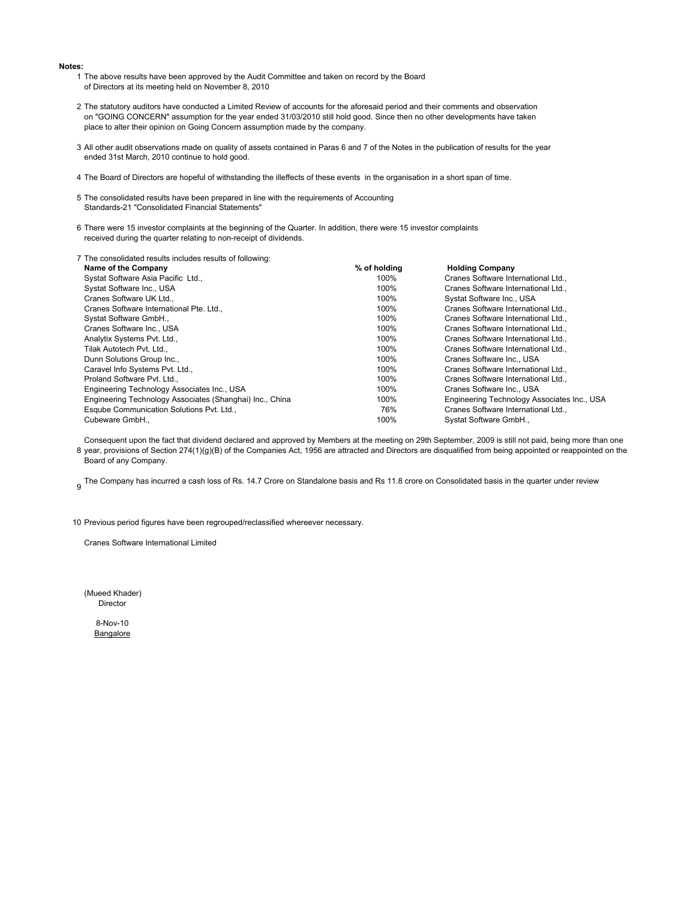**Notes:**

1 The above results have been approved by the Audit Committee and taken on record by the Board of Directors at its meeting held on November 8, 2010

2 The statutory auditors have conducted a Limited Review of accounts for the aforesaid period and their comments and observation on "GOING CONCERN" assumption for the year ended 31/03/2010 still hold good. Since then no other developments have taken place to alter their opinion on Going Concern assumption made by the company.

3 All other audit observations made on quality of assets contained in Paras 6 and 7 of the Notes in the publication of results for the year ended 31st March, 2010 continue to hold good.

4 The Board of Directors are hopeful of withstanding the illeffects of these events in the organisation in a short span of time.

5 The consolidated results have been prepared in line with the requirements of Accounting Standards-21 "Consolidated Financial Statements"

6 There were 15 investor complaints at the beginning of the Quarter. In addition, there were 15 investor complaints received during the quarter relating to non-receipt of dividends.

7 The consolidated results includes results of following:

| Name of the Company | % of holding | Holding Company |
|---|---|---|
| Systat Software Asia Pacific Ltd., | 100% | Cranes Software International Ltd., |
| Systat Software Inc., USA | 100% | Cranes Software International Ltd., |
| Cranes Software UK Ltd., | 100% | Systat Software Inc., USA |
| Cranes Software International Pte. Ltd., | 100% | Cranes Software International Ltd., |
| Systat Software GmbH., | 100% | Cranes Software International Ltd., |
| Cranes Software Inc., USA | 100% | Cranes Software International Ltd., |
| Analytix Systems Pvt. Ltd., | 100% | Cranes Software International Ltd., |
| Tilak Autotech Pvt. Ltd., | 100% | Cranes Software International Ltd., |
| Dunn Solutions Group Inc., | 100% | Cranes Software Inc., USA |
| Caravel Info Systems Pvt. Ltd., | 100% | Cranes Software International Ltd., |
| Proland Software Pvt. Ltd., | 100% | Cranes Software International Ltd., |
| Engineering Technology Associates Inc., USA | 100% | Cranes Software Inc., USA |
| Engineering Technology Associates (Shanghai) Inc., China | 100% | Engineering Technology Associates Inc., USA |
| Esqube Communication Solutions Pvt. Ltd., | 76% | Cranes Software International Ltd., |
| Cubeware GmbH., | 100% | Systat Software GmbH., |

8 Consequent upon the fact that dividend declared and approved by Members at the meeting on 29th September, 2009 is still not paid, being more than one year, provisions of Section 274(1)(g)(B) of the Companies Act, 1956 are attracted and Directors are disqualified from being appointed or reappointed on the Board of any Company.

9 The Company has incurred a cash loss of Rs. 14.7 Crore on Standalone basis and Rs 11.8 crore on Consolidated basis in the quarter under review

10 Previous period figures have been regrouped/reclassified whereever necessary.

Cranes Software International Limited

(Mueed Khader)
Director

8-Nov-10
Bangalore